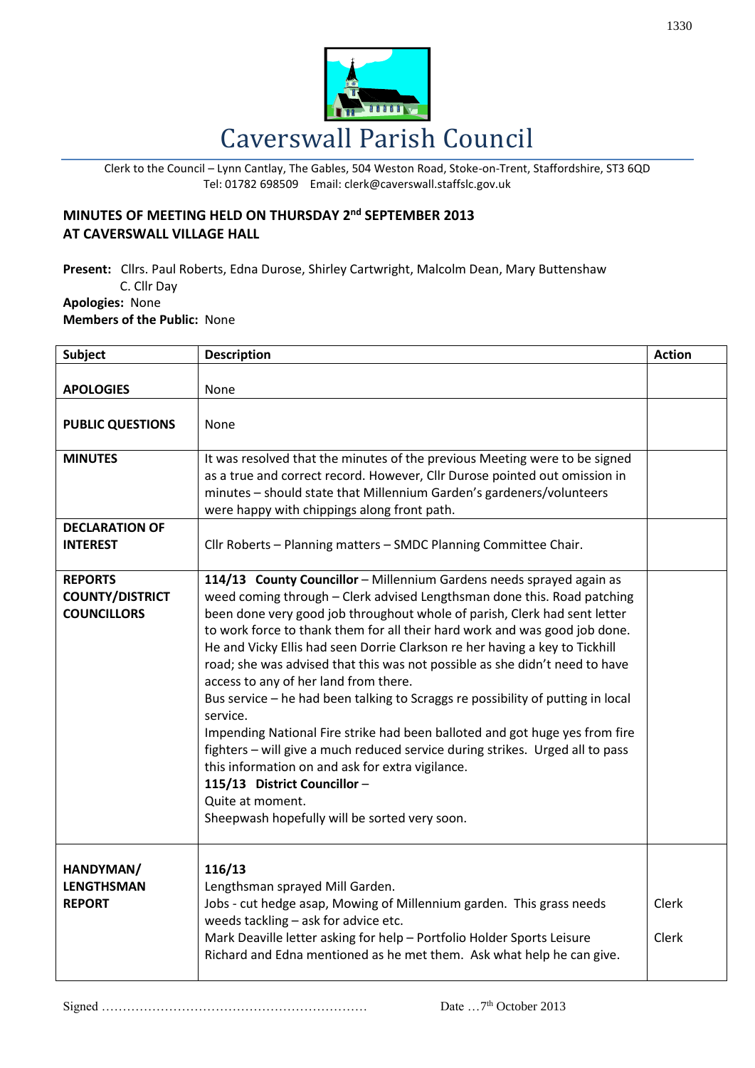# Caverswall Parish Council

Clerk to the Council – Lynn Cantlay, The Gables, 504 Weston Road, Stoke-on-Trent, Staffordshire, ST3 6QD
Tel: 01782 698509 Email: clerk@caverswall.staffslc.gov.uk

## MINUTES OF MEETING HELD ON THURSDAY 2nd SEPTEMBER 2013 AT CAVERSWALL VILLAGE HALL

**Present:** Cllrs. Paul Roberts, Edna Durose, Shirley Cartwright, Malcolm Dean, Mary Buttenshaw
C. Cllr Day

**Apologies:** None

**Members of the Public:** None

| Subject | Description | Action |
|---|---|---|
| **APOLOGIES** | None | |
| **PUBLIC QUESTIONS** | None | |
| **MINUTES** | It was resolved that the minutes of the previous Meeting were to be signed as a true and correct record. However, Cllr Durose pointed out omission in minutes – should state that Millennium Garden's gardeners/volunteers were happy with chippings along front path. | |
| **DECLARATION OF INTEREST** | Cllr Roberts – Planning matters – SMDC Planning Committee Chair. | |
| **REPORTS COUNTY/DISTRICT COUNCILLORS** | **114/13 County Councillor** – Millennium Gardens needs sprayed again as weed coming through – Clerk advised Lengthsman done this. Road patching been done very good job throughout whole of parish, Clerk had sent letter to work force to thank them for all their hard work and was good job done. He and Vicky Ellis had seen Dorrie Clarkson re her having a key to Tickhill road; she was advised that this was not possible as she didn't need to have access to any of her land from there.<br>Bus service – he had been talking to Scraggs re possibility of putting in local service.<br>Impending National Fire strike had been balloted and got huge yes from fire fighters – will give a much reduced service during strikes. Urged all to pass this information on and ask for extra vigilance.<br>**115/13 District Councillor** –<br>Quite at moment.<br>Sheepwash hopefully will be sorted very soon. | |
| **HANDYMAN/ LENGTHSMAN REPORT** | **116/13**<br>Lengthsman sprayed Mill Garden.<br>Jobs - cut hedge asap, Mowing of Millennium garden. This grass needs weeds tackling – ask for advice etc.<br>Mark Deaville letter asking for help – Portfolio Holder Sports Leisure Richard and Edna mentioned as he met them. Ask what help he can give. | Clerk<br><br>Clerk |

Signed ……………………………………………………… Date …7th October 2013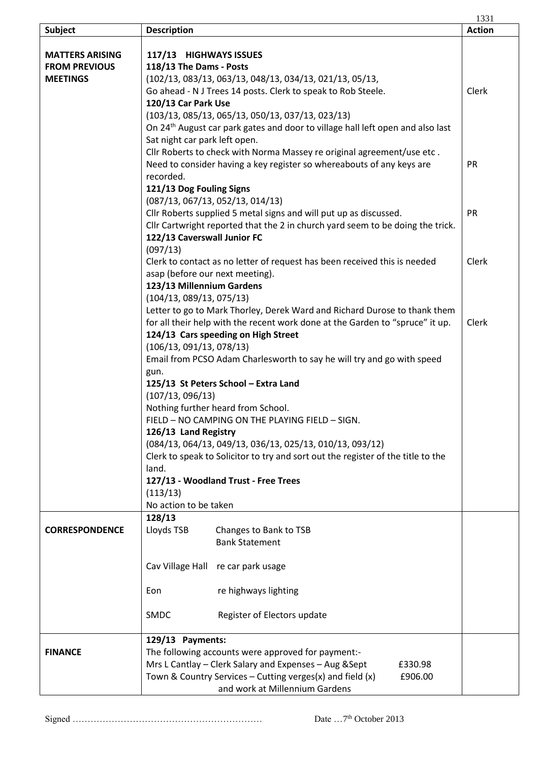| Subject | Description | Action |
|---|---|---|
| **MATTERS ARISING FROM PREVIOUS MEETINGS** | **117/13 HIGHWAYS ISSUES** | |
| | **118/13 The Dams - Posts** | |
| | (102/13, 083/13, 063/13, 048/13, 034/13, 021/13, 05/13, | |
| | Go ahead - N J Trees 14 posts. Clerk to speak to Rob Steele. | Clerk |
| | **120/13 Car Park Use** | |
| | (103/13, 085/13, 065/13, 050/13, 037/13, 023/13) | |
| | On 24th August car park gates and door to village hall left open and also last Sat night car park left open. | |
| | Cllr Roberts to check with Norma Massey re original agreement/use etc . Need to consider having a key register so whereabouts of any keys are recorded. | PR |
| | **121/13 Dog Fouling Signs** | |
| | (087/13, 067/13, 052/13, 014/13) | |
| | Cllr Roberts supplied 5 metal signs and will put up as discussed. | PR |
| | Cllr Cartwright reported that the 2 in church yard seem to be doing the trick. | |
| | **122/13 Caverswall Junior FC** | |
| | (097/13) | |
| | Clerk to contact as no letter of request has been received this is needed asap (before our next meeting). | Clerk |
| | **123/13 Millennium Gardens** | |
| | (104/13, 089/13, 075/13) | |
| | Letter to go to Mark Thorley, Derek Ward and Richard Durose to thank them for all their help with the recent work done at the Garden to "spruce" it up. | Clerk |
| | **124/13 Cars speeding on High Street** | |
| | (106/13, 091/13, 078/13) | |
| | Email from PCSO Adam Charlesworth to say he will try and go with speed gun. | |
| | **125/13 St Peters School – Extra Land** | |
| | (107/13, 096/13) | |
| | Nothing further heard from School. | |
| | FIELD – NO CAMPING ON THE PLAYING FIELD – SIGN. | |
| | **126/13 Land Registry** | |
| | (084/13, 064/13, 049/13, 036/13, 025/13, 010/13, 093/12) | |
| | Clerk to speak to Solicitor to try and sort out the register of the title to the land. | |
| | **127/13 - Woodland Trust - Free Trees** | |
| | (113/13) | |
| | No action to be taken | |
| **CORRESPONDENCE** | **128/13** | |
| | Lloyds TSB — Changes to Bank to TSB; Bank Statement | |
| | Cav Village Hall — re car park usage | |
| | Eon — re highways lighting | |
| | SMDC — Register of Electors update | |
| **FINANCE** | **129/13 Payments:** | |
| | The following accounts were approved for payment:- | |
| | Mrs L Cantlay – Clerk Salary and Expenses – Aug &Sept — £330.98 | |
| | Town & Country Services – Cutting verges(x) and field (x) and work at Millennium Gardens — £906.00 | |

Signed ……………………………………………………… Date …7th October 2013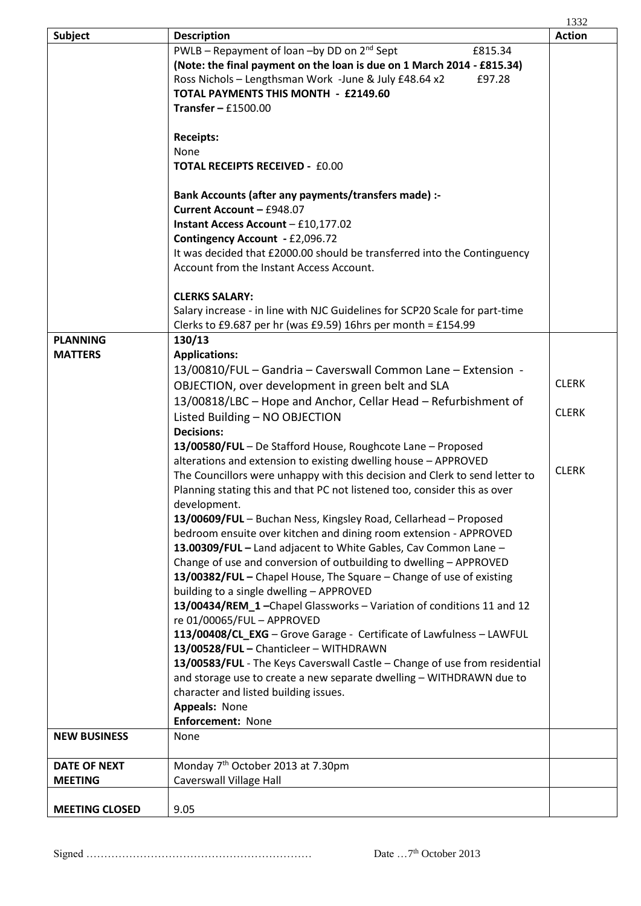| Subject | Description | Action |
|---|---|---|
| | PWLB – Repayment of loan –by DD on 2nd Sept £815.34<br>**(Note: the final payment on the loan is due on 1 March 2014 - £815.34)**<br>Ross Nichols – Lengthsman Work -June & July £48.64 x2 £97.28<br>**TOTAL PAYMENTS THIS MONTH - £2149.60**<br>**Transfer –** £1500.00<br><br>**Receipts:**<br>None<br>**TOTAL RECEIPTS RECEIVED -** £0.00<br><br>**Bank Accounts (after any payments/transfers made) :-**<br>**Current Account –** £948.07<br>**Instant Access Account** – £10,177.02<br>**Contingency Account -** £2,096.72<br>It was decided that £2000.00 should be transferred into the Continguency Account from the Instant Access Account.<br><br>**CLERKS SALARY:**<br>Salary increase - in line with NJC Guidelines for SCP20 Scale for part-time Clerks to £9.687 per hr (was £9.59) 16hrs per month = £154.99 | |
| **PLANNING MATTERS** | **130/13**<br>**Applications:**<br>13/00810/FUL – Gandria – Caverswall Common Lane – Extension - OBJECTION, over development in green belt and SLA<br>13/00818/LBC – Hope and Anchor, Cellar Head – Refurbishment of Listed Building – NO OBJECTION<br>**Decisions:**<br>**13/00580/FUL** – De Stafford House, Roughcote Lane – Proposed alterations and extension to existing dwelling house – APPROVED<br>The Councillors were unhappy with this decision and Clerk to send letter to Planning stating this and that PC not listened too, consider this as over development.<br>**13/00609/FUL** – Buchan Ness, Kingsley Road, Cellarhead – Proposed bedroom ensuite over kitchen and dining room extension - APPROVED<br>**13.00309/FUL –** Land adjacent to White Gables, Cav Common Lane – Change of use and conversion of outbuilding to dwelling – APPROVED<br>**13/00382/FUL –** Chapel House, The Square – Change of use of existing building to a single dwelling – APPROVED<br>**13/00434/REM_1 –**Chapel Glassworks – Variation of conditions 11 and 12 re 01/00065/FUL – APPROVED<br>**113/00408/CL_EXG** – Grove Garage - Certificate of Lawfulness – LAWFUL<br>**13/00528/FUL –** Chanticleer – WITHDRAWN<br>**13/00583/FUL** - The Keys Caverswall Castle – Change of use from residential and storage use to create a new separate dwelling – WITHDRAWN due to character and listed building issues.<br>**Appeals:** None<br>**Enforcement:** None | CLERK<br><br>CLERK<br><br><br>CLERK |
| **NEW BUSINESS** | None | |
| **DATE OF NEXT MEETING** | Monday 7th October 2013 at 7.30pm<br>Caverswall Village Hall | |
| **MEETING CLOSED** | 9.05 | |

Signed ……………………………………………………… Date …7th October 2013